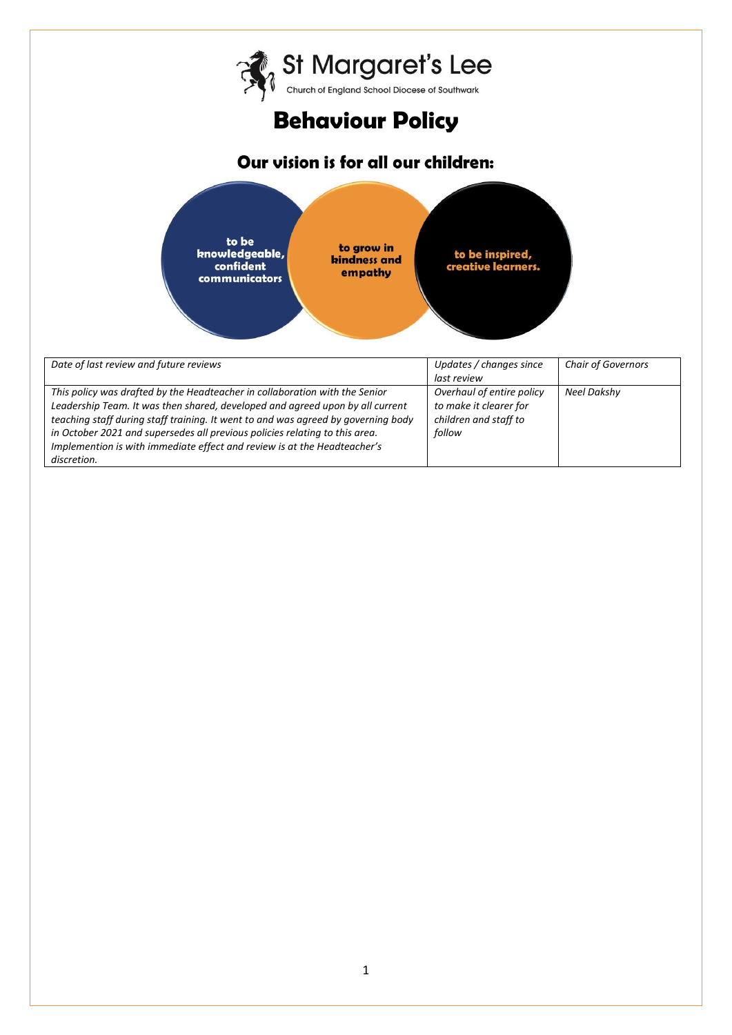St Margaret's Lee

Church of England School Diocese of Southwark

# Behaviour Policy

## Our vision is for all our children:

to be knowledgeable, confident communicators

to grow in kindness and empathy

to be inspired, creative learners.

| *Date of last review and future reviews* | *Updates / changes since last review* | *Chair of Governors* |
|---|---|---|
| *This policy was drafted by the Headteacher in collaboration with the Senior Leadership Team. It was then shared, developed and agreed upon by all current teaching staff during staff training. It went to and was agreed by governing body in October 2021 and supersedes all previous policies relating to this area. Implemention is with immediate effect and review is at the Headteacher's discretion.* | *Overhaul of entire policy to make it clearer for children and staff to follow* | *Neel Dakshy* |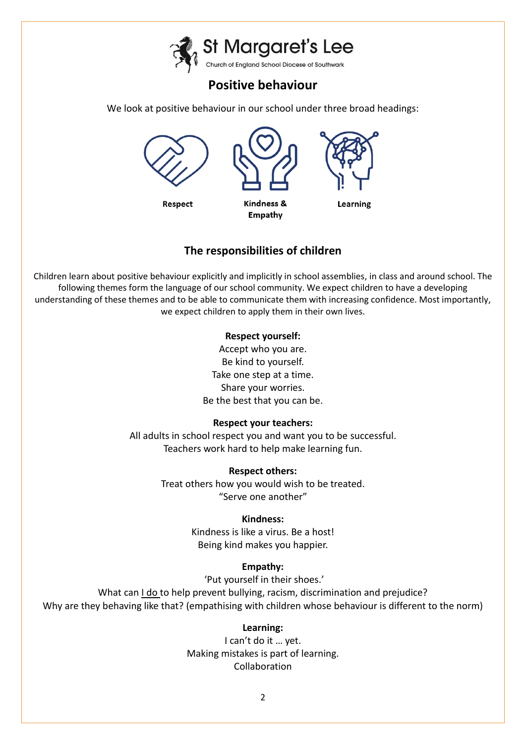St Margaret's Lee

Church of England School Diocese of Southwark

# Positive behaviour

We look at positive behaviour in our school under three broad headings:

**Respect** | **Kindness & Empathy** | **Learning**

## The responsibilities of children

Children learn about positive behaviour explicitly and implicitly in school assemblies, in class and around school. The following themes form the language of our school community. We expect children to have a developing understanding of these themes and to be able to communicate them with increasing confidence. Most importantly, we expect children to apply them in their own lives.

**Respect yourself:**

Accept who you are.
Be kind to yourself.
Take one step at a time.
Share your worries.
Be the best that you can be.

**Respect your teachers:**

All adults in school respect you and want you to be successful.
Teachers work hard to help make learning fun.

**Respect others:**

Treat others how you would wish to be treated.
"Serve one another"

**Kindness:**

Kindness is like a virus. Be a host!
Being kind makes you happier.

**Empathy:**

'Put yourself in their shoes.'
What can I do to help prevent bullying, racism, discrimination and prejudice?
Why are they behaving like that? (empathising with children whose behaviour is different to the norm)

**Learning:**

I can't do it … yet.
Making mistakes is part of learning.
Collaboration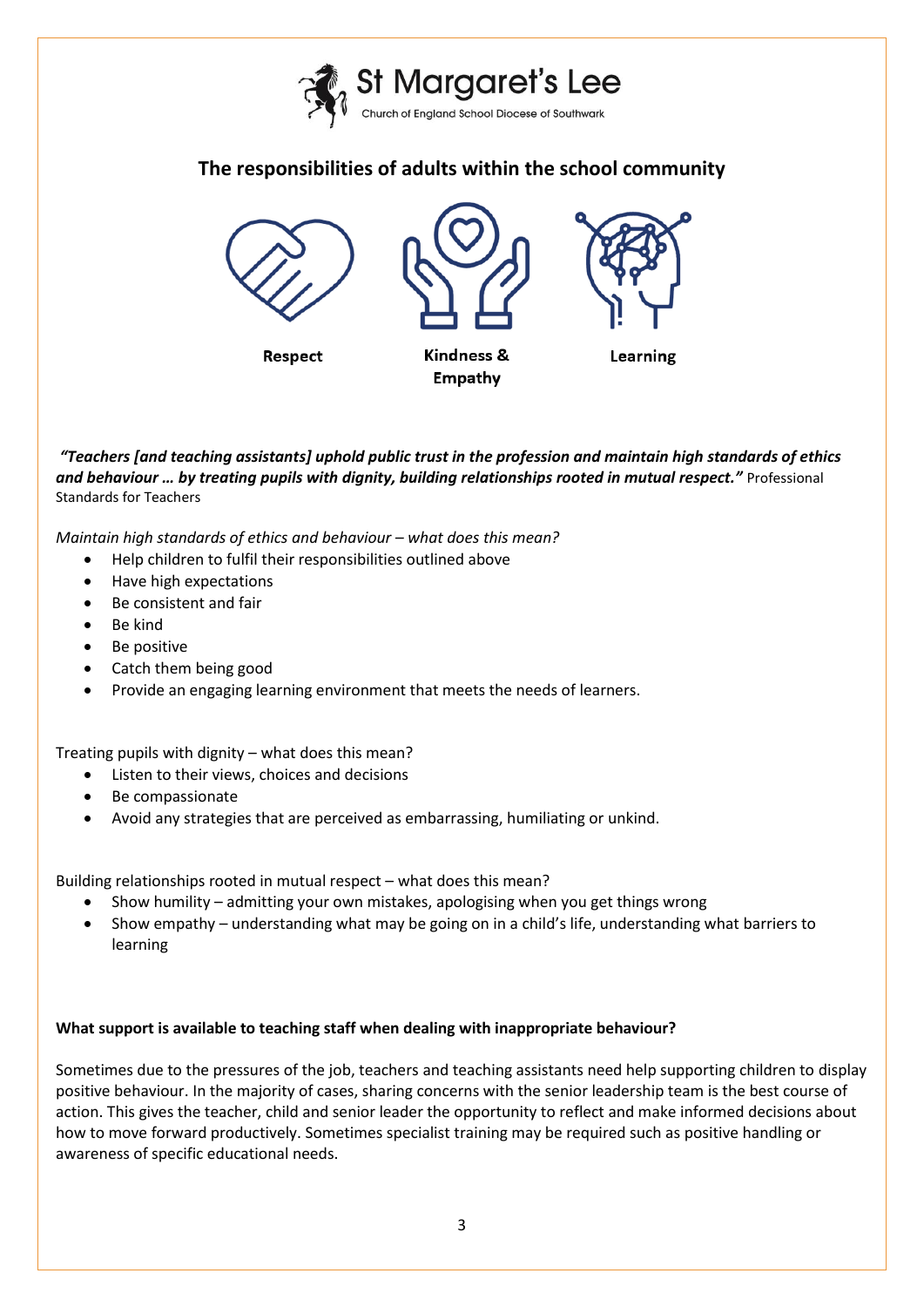St Margaret's Lee

Church of England School Diocese of Southwark

## The responsibilities of adults within the school community

**Respect** | **Kindness & Empathy** | **Learning**

***"Teachers [and teaching assistants] uphold public trust in the profession and maintain high standards of ethics and behaviour … by treating pupils with dignity, building relationships rooted in mutual respect."*** Professional Standards for Teachers

*Maintain high standards of ethics and behaviour – what does this mean?*

- Help children to fulfil their responsibilities outlined above
- Have high expectations
- Be consistent and fair
- Be kind
- Be positive
- Catch them being good
- Provide an engaging learning environment that meets the needs of learners.

Treating pupils with dignity – what does this mean?

- Listen to their views, choices and decisions
- Be compassionate
- Avoid any strategies that are perceived as embarrassing, humiliating or unkind.

Building relationships rooted in mutual respect – what does this mean?

- Show humility – admitting your own mistakes, apologising when you get things wrong
- Show empathy – understanding what may be going on in a child's life, understanding what barriers to learning

**What support is available to teaching staff when dealing with inappropriate behaviour?**

Sometimes due to the pressures of the job, teachers and teaching assistants need help supporting children to display positive behaviour. In the majority of cases, sharing concerns with the senior leadership team is the best course of action. This gives the teacher, child and senior leader the opportunity to reflect and make informed decisions about how to move forward productively. Sometimes specialist training may be required such as positive handling or awareness of specific educational needs.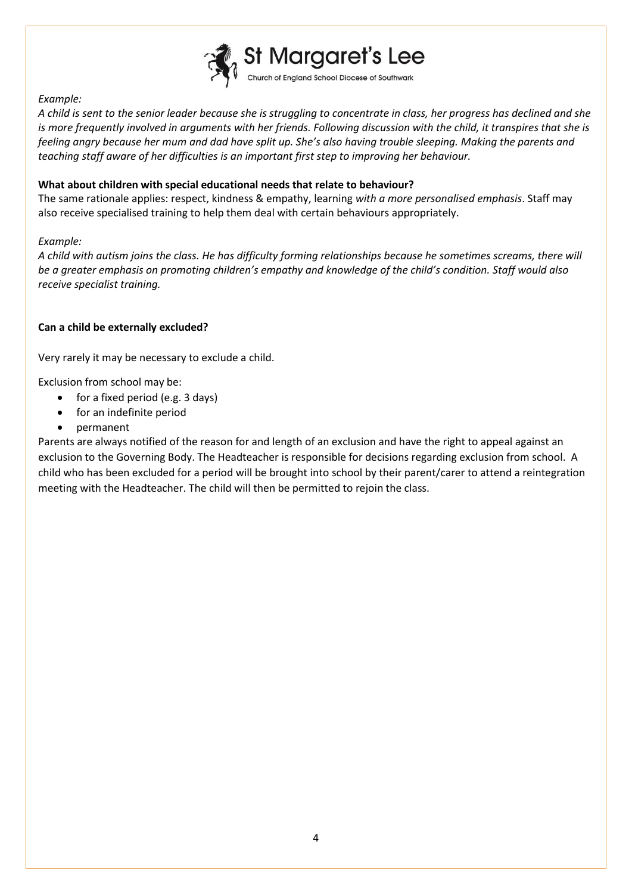*Example:*

*A child is sent to the senior leader because she is struggling to concentrate in class, her progress has declined and she is more frequently involved in arguments with her friends. Following discussion with the child, it transpires that she is feeling angry because her mum and dad have split up. She's also having trouble sleeping. Making the parents and teaching staff aware of her difficulties is an important first step to improving her behaviour.*

**What about children with special educational needs that relate to behaviour?**

The same rationale applies: respect, kindness & empathy, learning *with a more personalised emphasis*. Staff may also receive specialised training to help them deal with certain behaviours appropriately.

*Example:*

*A child with autism joins the class. He has difficulty forming relationships because he sometimes screams, there will be a greater emphasis on promoting children's empathy and knowledge of the child's condition. Staff would also receive specialist training.*

**Can a child be externally excluded?**

Very rarely it may be necessary to exclude a child.

Exclusion from school may be:

- for a fixed period (e.g. 3 days)
- for an indefinite period
- permanent

Parents are always notified of the reason for and length of an exclusion and have the right to appeal against an exclusion to the Governing Body. The Headteacher is responsible for decisions regarding exclusion from school. A child who has been excluded for a period will be brought into school by their parent/carer to attend a reintegration meeting with the Headteacher. The child will then be permitted to rejoin the class.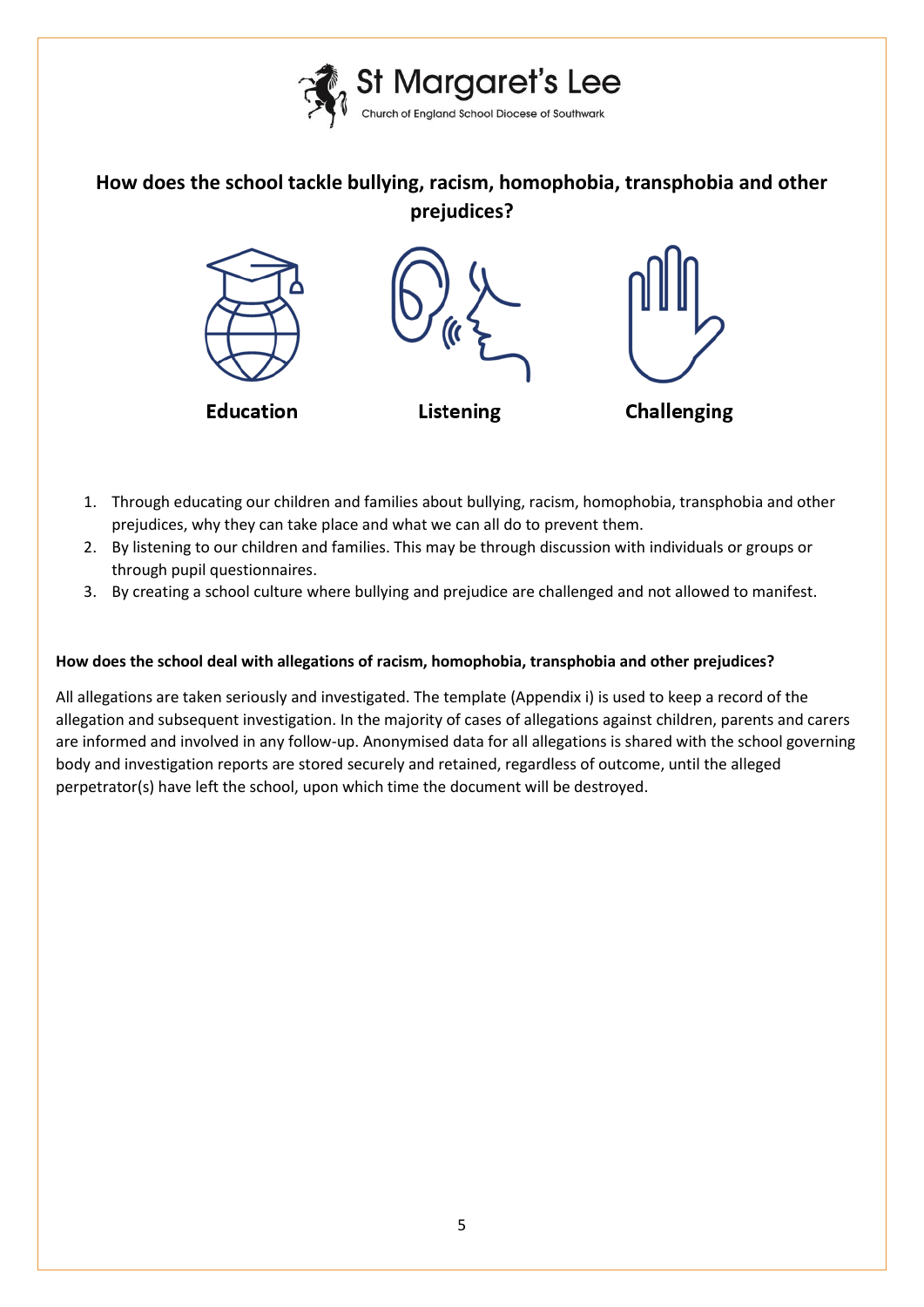St Margaret's Lee

Church of England School Diocese of Southwark

## How does the school tackle bullying, racism, homophobia, transphobia and other prejudices?

**Education** **Listening** **Challenging**

1. Through educating our children and families about bullying, racism, homophobia, transphobia and other prejudices, why they can take place and what we can all do to prevent them.
2. By listening to our children and families. This may be through discussion with individuals or groups or through pupil questionnaires.
3. By creating a school culture where bullying and prejudice are challenged and not allowed to manifest.

**How does the school deal with allegations of racism, homophobia, transphobia and other prejudices?**

All allegations are taken seriously and investigated. The template (Appendix i) is used to keep a record of the allegation and subsequent investigation. In the majority of cases of allegations against children, parents and carers are informed and involved in any follow-up. Anonymised data for all allegations is shared with the school governing body and investigation reports are stored securely and retained, regardless of outcome, until the alleged perpetrator(s) have left the school, upon which time the document will be destroyed.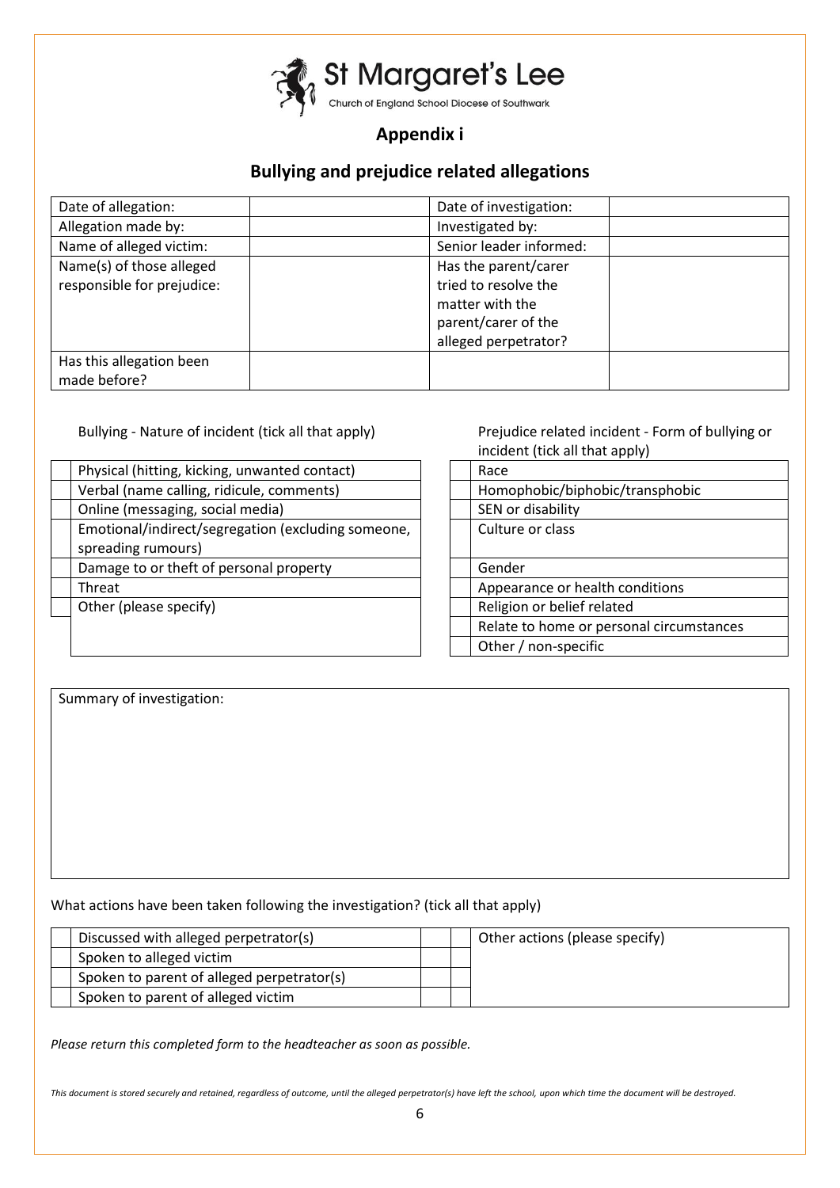St Margaret's Lee

Church of England School Diocese of Southwark

## Appendix i

## Bullying and prejudice related allegations

| | | | |
|---|---|---|---|
| Date of allegation: | | Date of investigation: | |
| Allegation made by: | | Investigated by: | |
| Name of alleged victim: | | Senior leader informed: | |
| Name(s) of those alleged responsible for prejudice: | | Has the parent/carer tried to resolve the matter with the parent/carer of the alleged perpetrator? | |
| Has this allegation been made before? | | | |

Bullying - Nature of incident (tick all that apply)

| | |
|---|---|
| | Physical (hitting, kicking, unwanted contact) |
| | Verbal (name calling, ridicule, comments) |
| | Online (messaging, social media) |
| | Emotional/indirect/segregation (excluding someone, spreading rumours) |
| | Damage to or theft of personal property |
| | Threat |
| | Other (please specify) |

Prejudice related incident - Form of bullying or incident (tick all that apply)

| | |
|---|---|
| | Race |
| | Homophobic/biphobic/transphobic |
| | SEN or disability |
| | Culture or class |
| | Gender |
| | Appearance or health conditions |
| | Religion or belief related |
| | Relate to home or personal circumstances |
| | Other / non-specific |

Summary of investigation:

What actions have been taken following the investigation? (tick all that apply)

| | | | | |
|---|---|---|---|---|
| | Discussed with alleged perpetrator(s) | | | Other actions (please specify) |
| | Spoken to alleged victim | | | |
| | Spoken to parent of alleged perpetrator(s) | | | |
| | Spoken to parent of alleged victim | | | |

*Please return this completed form to the headteacher as soon as possible.*

*This document is stored securely and retained, regardless of outcome, until the alleged perpetrator(s) have left the school, upon which time the document will be destroyed.*